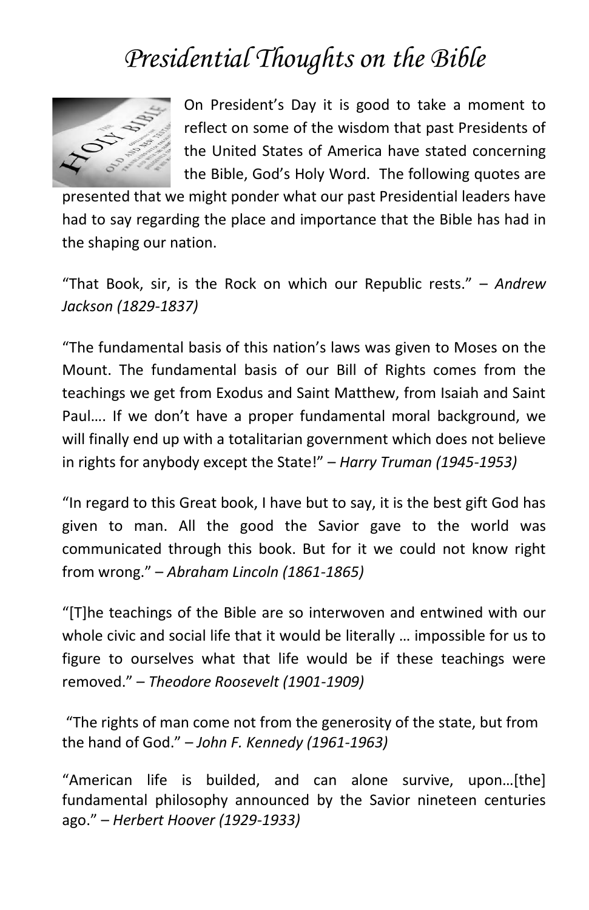# *Presidential Thoughts on the Bible*

On President's Day it is good to take a moment to reflect on some of the wisdom that past Presidents of the United States of America have stated concerning the Bible, God's Holy Word. The following quotes are presented that we might ponder what our past Presidential leaders have had to say regarding the place and importance that the Bible has had in the shaping our nation.

"That Book, sir, is the Rock on which our Republic rests." – *Andrew Jackson (1829-1837)*

"The fundamental basis of this nation's laws was given to Moses on the Mount. The fundamental basis of our Bill of Rights comes from the teachings we get from Exodus and Saint Matthew, from Isaiah and Saint Paul…. If we don't have a proper fundamental moral background, we will finally end up with a totalitarian government which does not believe in rights for anybody except the State!" – *Harry Truman (1945-1953)*

"In regard to this Great book, I have but to say, it is the best gift God has given to man. All the good the Savior gave to the world was communicated through this book. But for it we could not know right from wrong." – *Abraham Lincoln (1861-1865)*

"[T]he teachings of the Bible are so interwoven and entwined with our whole civic and social life that it would be literally … impossible for us to figure to ourselves what that life would be if these teachings were removed." – *Theodore Roosevelt (1901-1909)*

"The rights of man come not from the generosity of the state, but from the hand of God." – *John F. Kennedy (1961-1963)*

"American life is builded, and can alone survive, upon…[the] fundamental philosophy announced by the Savior nineteen centuries ago." – *Herbert Hoover (1929-1933)*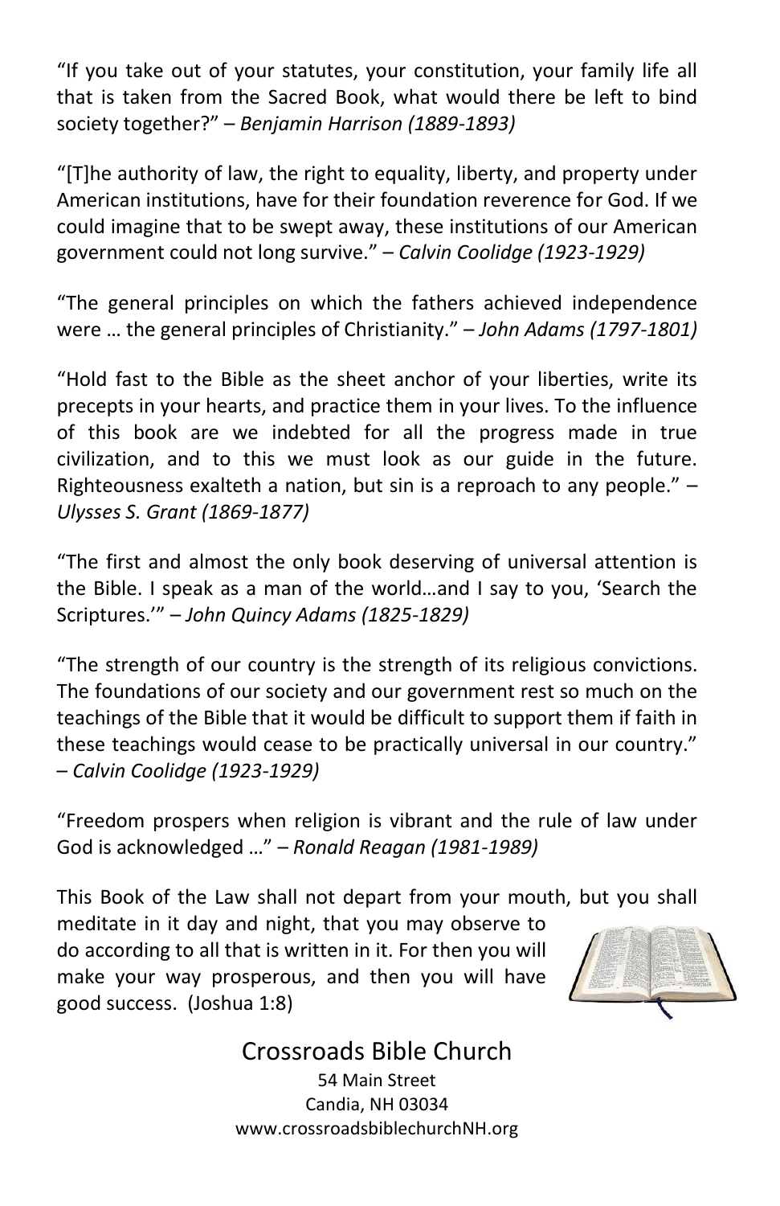“If you take out of your statutes, your constitution, your family life all that is taken from the Sacred Book, what would there be left to bind society together?” – *Benjamin Harrison (1889-1893)*

“[T]he authority of law, the right to equality, liberty, and property under American institutions, have for their foundation reverence for God. If we could imagine that to be swept away, these institutions of our American government could not long survive.” – *Calvin Coolidge (1923-1929)*

“The general principles on which the fathers achieved independence were … the general principles of Christianity.” – *John Adams (1797-1801)*

“Hold fast to the Bible as the sheet anchor of your liberties, write its precepts in your hearts, and practice them in your lives. To the influence of this book are we indebted for all the progress made in true civilization, and to this we must look as our guide in the future. Righteousness exalteth a nation, but sin is a reproach to any people.” – *Ulysses S. Grant (1869-1877)*

“The first and almost the only book deserving of universal attention is the Bible. I speak as a man of the world…and I say to you, ‘Search the Scriptures.’” – *John Quincy Adams (1825-1829)*

“The strength of our country is the strength of its religious convictions. The foundations of our society and our government rest so much on the teachings of the Bible that it would be difficult to support them if faith in these teachings would cease to be practically universal in our country.” – *Calvin Coolidge (1923-1929)*

“Freedom prospers when religion is vibrant and the rule of law under God is acknowledged …” – *Ronald Reagan (1981-1989)*

This Book of the Law shall not depart from your mouth, but you shall meditate in it day and night, that you may observe to do according to all that is written in it. For then you will make your way prosperous, and then you will have good success. (Joshua 1:8)

Crossroads Bible Church

54 Main Street
Candia, NH 03034
www.crossroadsbiblechurchNH.org